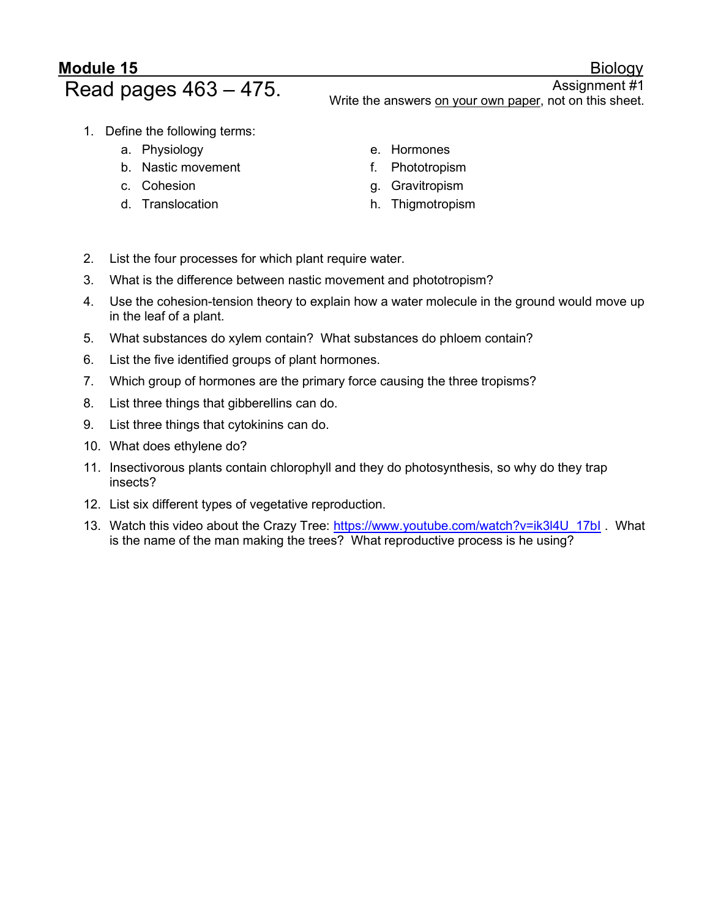**Module 15** Biology

# Read pages 463 – 475.

Assignment #1

Write the answers on your own paper, not on this sheet.

1. Define the following terms:
   a. Physiology
   b. Nastic movement
   c. Cohesion
   d. Translocation
   e. Hormones
   f. Phototropism
   g. Gravitropism
   h. Thigmotropism

2. List the four processes for which plant require water.
3. What is the difference between nastic movement and phototropism?
4. Use the cohesion-tension theory to explain how a water molecule in the ground would move up in the leaf of a plant.
5. What substances do xylem contain? What substances do phloem contain?
6. List the five identified groups of plant hormones.
7. Which group of hormones are the primary force causing the three tropisms?
8. List three things that gibberellins can do.
9. List three things that cytokinins can do.
10. What does ethylene do?
11. Insectivorous plants contain chlorophyll and they do photosynthesis, so why do they trap insects?
12. List six different types of vegetative reproduction.
13. Watch this video about the Crazy Tree: https://www.youtube.com/watch?v=ik3l4U_17bI . What is the name of the man making the trees? What reproductive process is he using?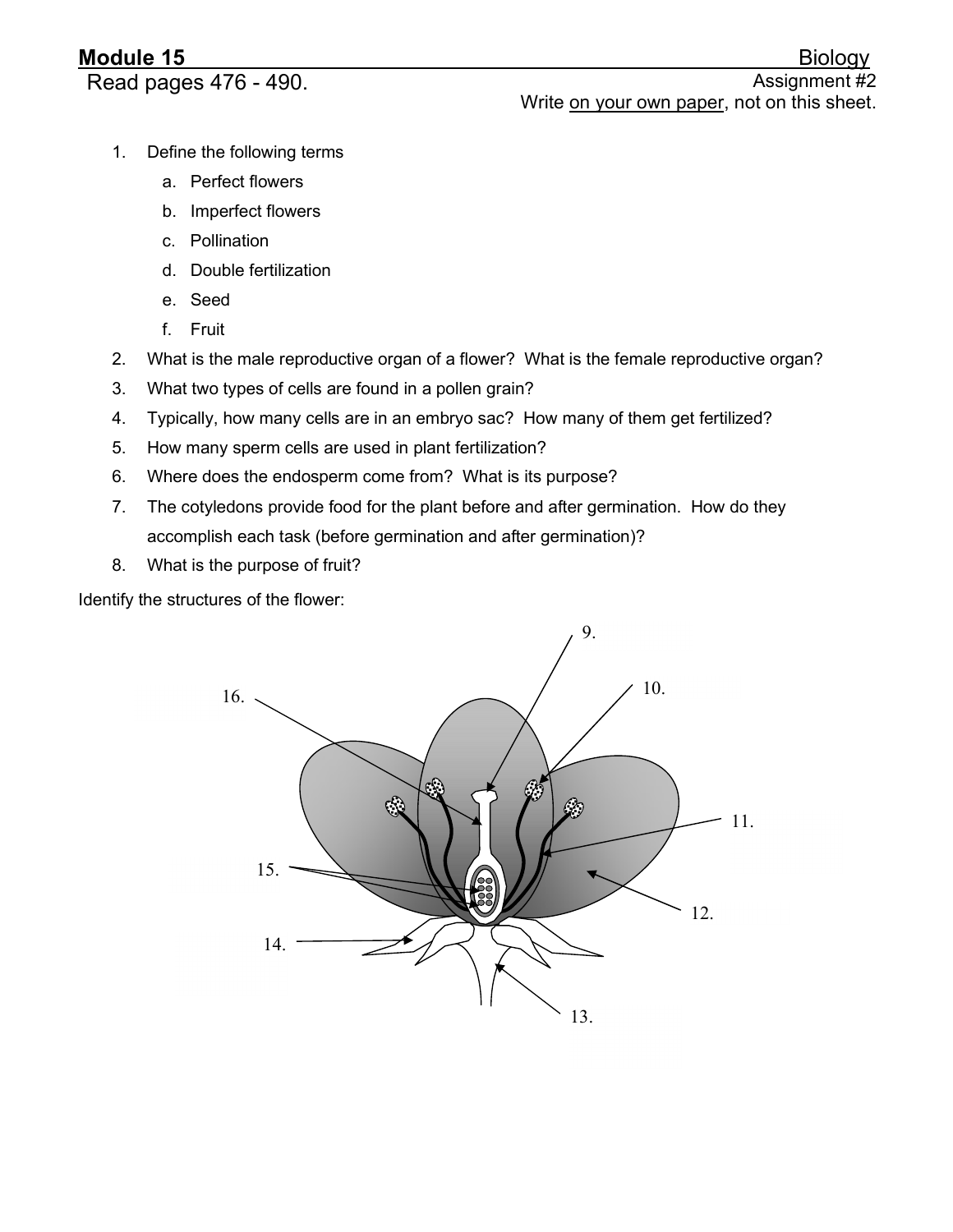**Module 15** Biology

Read pages 476 - 490.

Assignment #2

Write on your own paper, not on this sheet.

1. Define the following terms
   a. Perfect flowers
   b. Imperfect flowers
   c. Pollination
   d. Double fertilization
   e. Seed
   f. Fruit
2. What is the male reproductive organ of a flower? What is the female reproductive organ?
3. What two types of cells are found in a pollen grain?
4. Typically, how many cells are in an embryo sac? How many of them get fertilized?
5. How many sperm cells are used in plant fertilization?
6. Where does the endosperm come from? What is its purpose?
7. The cotyledons provide food for the plant before and after germination. How do they accomplish each task (before germination and after germination)?
8. What is the purpose of fruit?

Identify the structures of the flower:

9.
10.
11.
12.
13.
14.
15.
16.